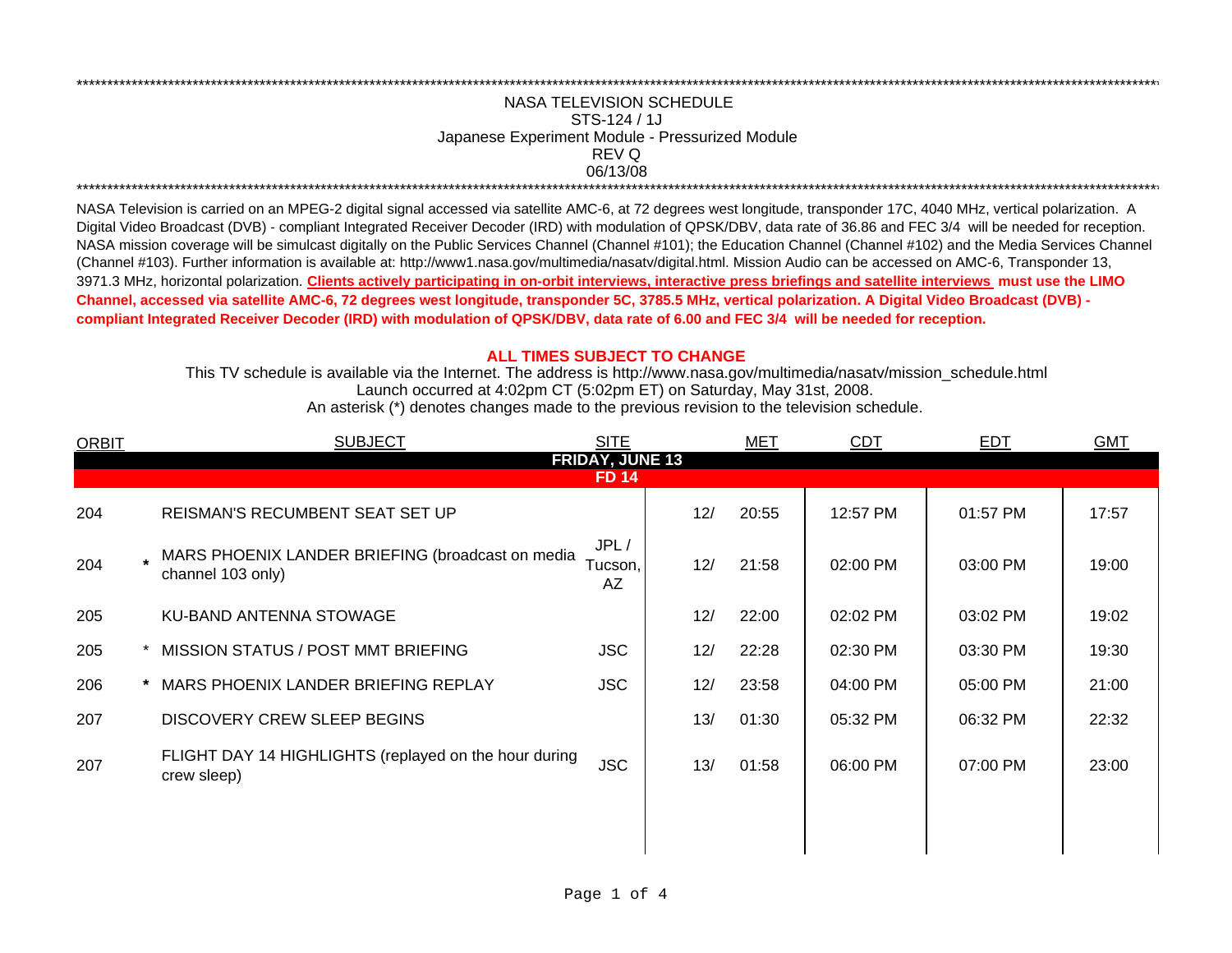# NASA TELEVISION SCHEDULE

## STS-124 / 1J

## Japanese Experiment Module - Pressurized Module

REV Q

06/13/08

NASA Television is carried on an MPEG-2 digital signal accessed via satellite AMC-6, at 72 degrees west longitude, transponder 17C, 4040 MHz, vertical polarization. A Digital Video Broadcast (DVB) - compliant Integrated Receiver Decoder (IRD) with modulation of QPSK/DBV, data rate of 36.86 and FEC 3/4 will be needed for reception. NASA mission coverage will be simulcast digitally on the Public Services Channel (Channel #101); the Education Channel (Channel #102) and the Media Services Channel (Channel #103). Further information is available at: http://www1.nasa.gov/multimedia/nasatv/digital.html. Mission Audio can be accessed on AMC-6, Transponder 13, 3971.3 MHz, horizontal polarization. **Clients actively participating in on-orbit interviews, interactive press briefings and satellite interviews must use the LIMO Channel, accessed via satellite AMC-6, 72 degrees west longitude, transponder 5C, 3785.5 MHz, vertical polarization. A Digital Video Broadcast (DVB) - compliant Integrated Receiver Decoder (IRD) with modulation of QPSK/DBV, data rate of 6.00 and FEC 3/4 will be needed for reception.**

**ALL TIMES SUBJECT TO CHANGE**

This TV schedule is available via the Internet. The address is http://www.nasa.gov/multimedia/nasatv/mission_schedule.html

Launch occurred at 4:02pm CT (5:02pm ET) on Saturday, May 31st, 2008.

An asterisk (*) denotes changes made to the previous revision to the television schedule.

| ORBIT | | SUBJECT | SITE | MET | | CDT | EDT | GMT |
|---|---|---|---|---|---|---|---|---|
| **FRIDAY, JUNE 13** | | | | | | | | |
| **FD 14** | | | | | | | | |
| 204 | | REISMAN'S RECUMBENT SEAT SET UP | | 12/ | 20:55 | 12:57 PM | 01:57 PM | 17:57 |
| 204 | * | MARS PHOENIX LANDER BRIEFING (broadcast on media channel 103 only) | JPL / Tucson, AZ | 12/ | 21:58 | 02:00 PM | 03:00 PM | 19:00 |
| 205 | | KU-BAND ANTENNA STOWAGE | | 12/ | 22:00 | 02:02 PM | 03:02 PM | 19:02 |
| 205 | * | MISSION STATUS / POST MMT BRIEFING | JSC | 12/ | 22:28 | 02:30 PM | 03:30 PM | 19:30 |
| 206 | * | MARS PHOENIX LANDER BRIEFING REPLAY | JSC | 12/ | 23:58 | 04:00 PM | 05:00 PM | 21:00 |
| 207 | | DISCOVERY CREW SLEEP BEGINS | | 13/ | 01:30 | 05:32 PM | 06:32 PM | 22:32 |
| 207 | | FLIGHT DAY 14 HIGHLIGHTS (replayed on the hour during crew sleep) | JSC | 13/ | 01:58 | 06:00 PM | 07:00 PM | 23:00 |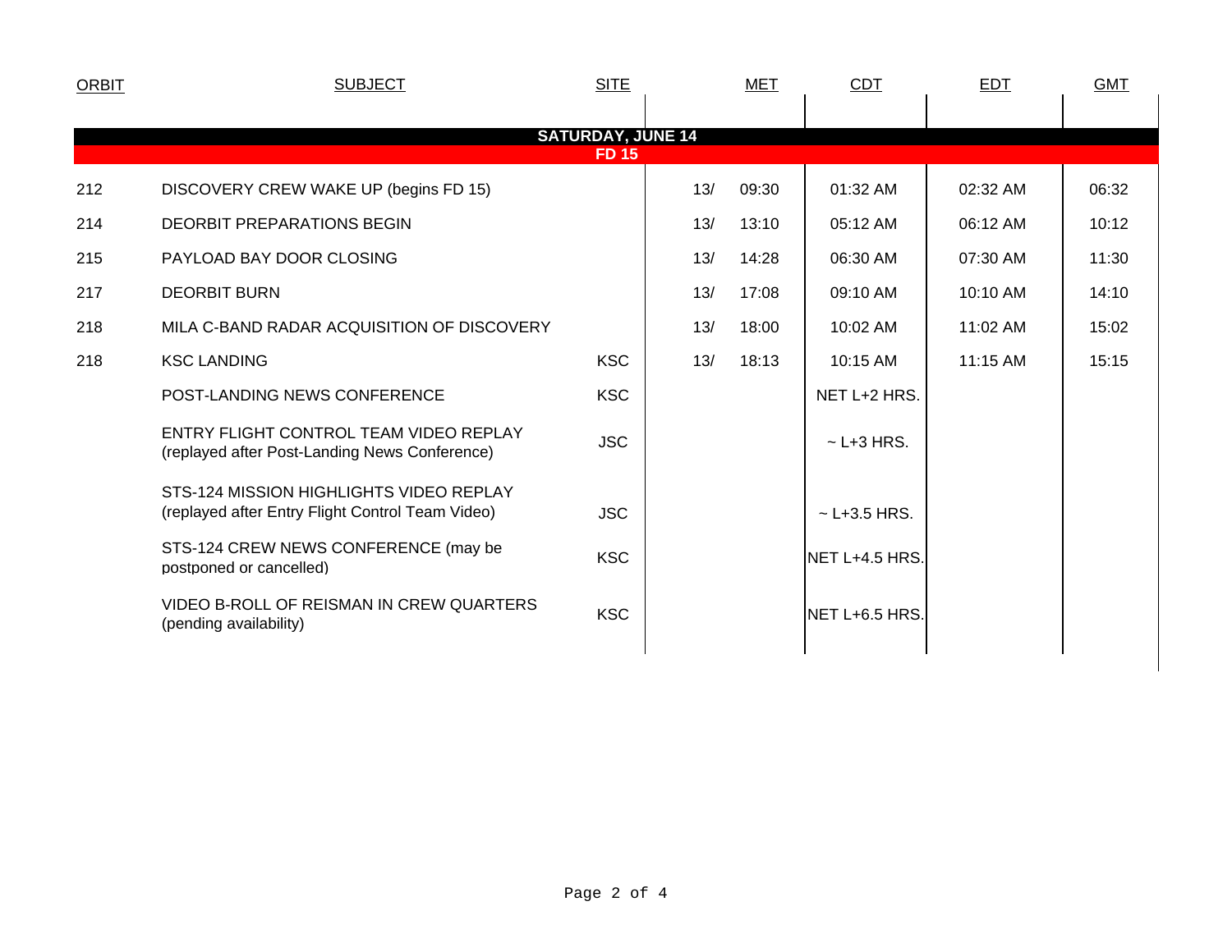| ORBIT | SUBJECT | SITE | MET | | CDT | EDT | GMT |
|---|---|---|---|---|---|---|---|
| | **SATURDAY, JUNE 14** | | | | | | |
| | **FD 15** | | | | | | |
| 212 | DISCOVERY CREW WAKE UP (begins FD 15) | | 13/ | 09:30 | 01:32 AM | 02:32 AM | 06:32 |
| 214 | DEORBIT PREPARATIONS BEGIN | | 13/ | 13:10 | 05:12 AM | 06:12 AM | 10:12 |
| 215 | PAYLOAD BAY DOOR CLOSING | | 13/ | 14:28 | 06:30 AM | 07:30 AM | 11:30 |
| 217 | DEORBIT BURN | | 13/ | 17:08 | 09:10 AM | 10:10 AM | 14:10 |
| 218 | MILA C-BAND RADAR ACQUISITION OF DISCOVERY | | 13/ | 18:00 | 10:02 AM | 11:02 AM | 15:02 |
| 218 | KSC LANDING | KSC | 13/ | 18:13 | 10:15 AM | 11:15 AM | 15:15 |
| | POST-LANDING NEWS CONFERENCE | KSC | | | NET L+2 HRS. | | |
| | ENTRY FLIGHT CONTROL TEAM VIDEO REPLAY (replayed after Post-Landing News Conference) | JSC | | | ~ L+3 HRS. | | |
| | STS-124 MISSION HIGHLIGHTS VIDEO REPLAY (replayed after Entry Flight Control Team Video) | JSC | | | ~ L+3.5 HRS. | | |
| | STS-124 CREW NEWS CONFERENCE (may be postponed or cancelled) | KSC | | | NET L+4.5 HRS. | | |
| | VIDEO B-ROLL OF REISMAN IN CREW QUARTERS (pending availability) | KSC | | | NET L+6.5 HRS. | | |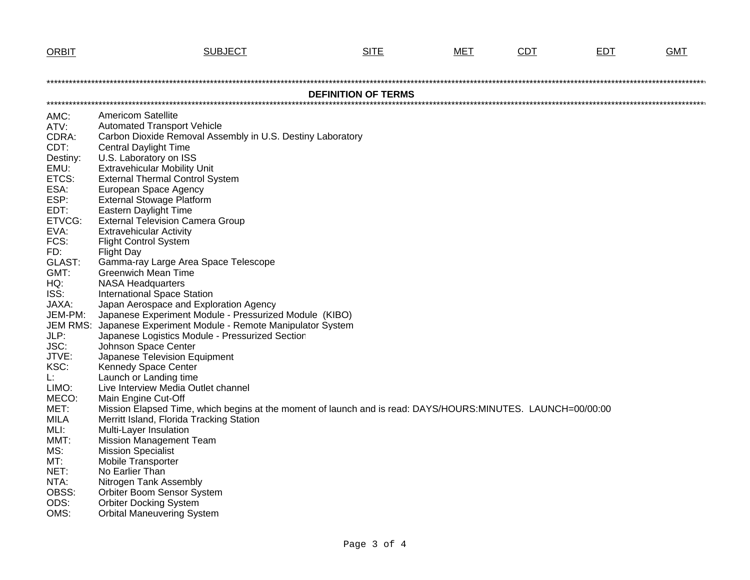| ORBIT | SUBJECT | SITE | MET | CDT | EDT | GMT |
|---|---|---|---|---|---|---|

****************************************************************************************************************************************************************************

**DEFINITION OF TERMS**

****************************************************************************************************************************************************************************

| | |
|---|---|
| AMC: | Americom Satellite |
| ATV: | Automated Transport Vehicle |
| CDRA: | Carbon Dioxide Removal Assembly in U.S. Destiny Laboratory |
| CDT: | Central Daylight Time |
| Destiny: | U.S. Laboratory on ISS |
| EMU: | Extravehicular Mobility Unit |
| ETCS: | External Thermal Control System |
| ESA: | European Space Agency |
| ESP: | External Stowage Platform |
| EDT: | Eastern Daylight Time |
| ETVCG: | External Television Camera Group |
| EVA: | Extravehicular Activity |
| FCS: | Flight Control System |
| FD: | Flight Day |
| GLAST: | Gamma-ray Large Area Space Telescope |
| GMT: | Greenwich Mean Time |
| HQ: | NASA Headquarters |
| ISS: | International Space Station |
| JAXA: | Japan Aerospace and Exploration Agency |
| JEM-PM: | Japanese Experiment Module - Pressurized Module (KIBO) |
| JEM RMS: | Japanese Experiment Module - Remote Manipulator System |
| JLP: | Japanese Logistics Module - Pressurized Section |
| JSC: | Johnson Space Center |
| JTVE: | Japanese Television Equipment |
| KSC: | Kennedy Space Center |
| L: | Launch or Landing time |
| LIMO: | Live Interview Media Outlet channel |
| MECO: | Main Engine Cut-Off |
| MET: | Mission Elapsed Time, which begins at the moment of launch and is read: DAYS/HOURS:MINUTES. LAUNCH=00/00:00 |
| MILA | Merritt Island, Florida Tracking Station |
| MLI: | Multi-Layer Insulation |
| MMT: | Mission Management Team |
| MS: | Mission Specialist |
| MT: | Mobile Transporter |
| NET: | No Earlier Than |
| NTA: | Nitrogen Tank Assembly |
| OBSS: | Orbiter Boom Sensor System |
| ODS: | Orbiter Docking System |
| OMS: | Orbital Maneuvering System |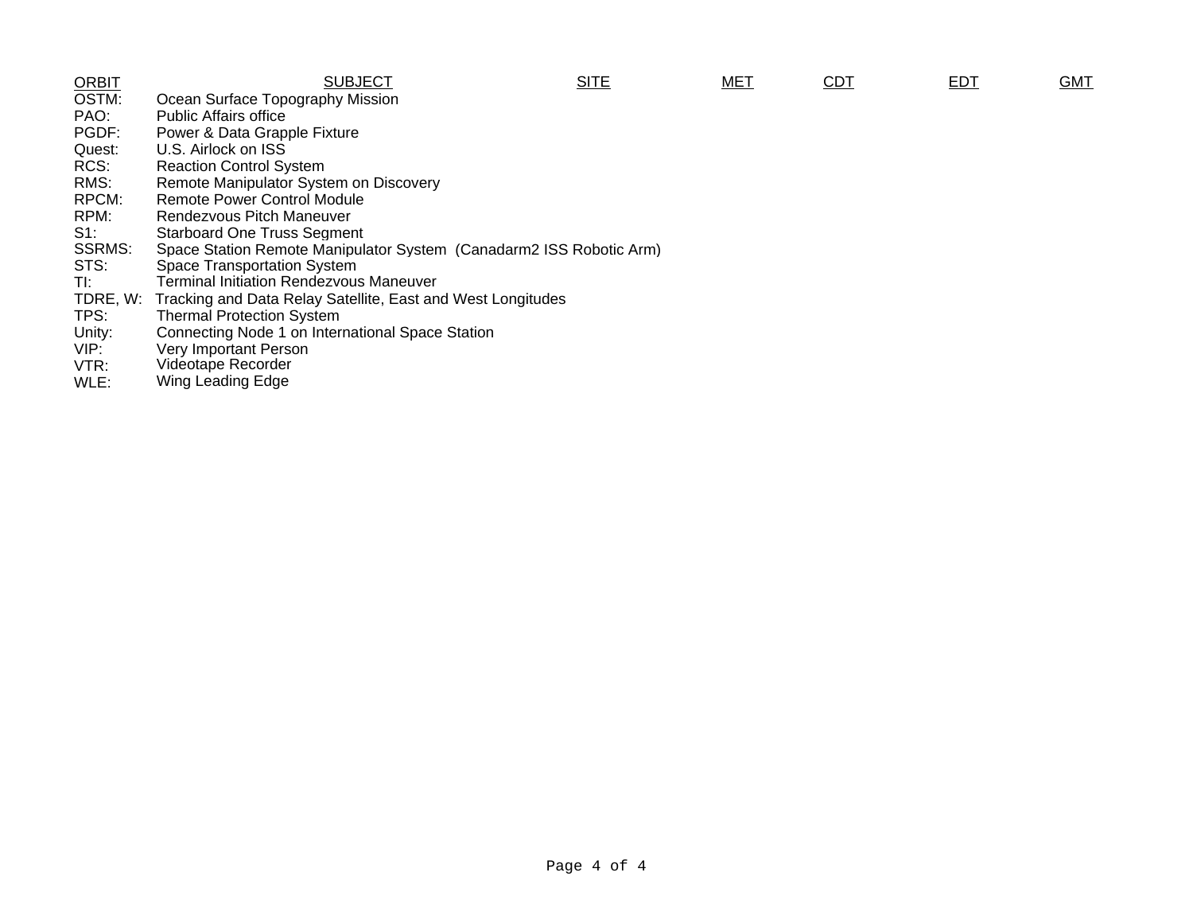| ORBIT | SUBJECT | SITE | MET | CDT | EDT | GMT |
|---|---|---|---|---|---|---|
| OSTM: | Ocean Surface Topography Mission | | | | | |
| PAO: | Public Affairs office | | | | | |
| PGDF: | Power & Data Grapple Fixture | | | | | |
| Quest: | U.S. Airlock on ISS | | | | | |
| RCS: | Reaction Control System | | | | | |
| RMS: | Remote Manipulator System on Discovery | | | | | |
| RPCM: | Remote Power Control Module | | | | | |
| RPM: | Rendezvous Pitch Maneuver | | | | | |
| S1: | Starboard One Truss Segment | | | | | |
| SSRMS: | Space Station Remote Manipulator System (Canadarm2 ISS Robotic Arm) | | | | | |
| STS: | Space Transportation System | | | | | |
| TI: | Terminal Initiation Rendezvous Maneuver | | | | | |
| TDRE, W: | Tracking and Data Relay Satellite, East and West Longitudes | | | | | |
| TPS: | Thermal Protection System | | | | | |
| Unity: | Connecting Node 1 on International Space Station | | | | | |
| VIP: | Very Important Person | | | | | |
| VTR: | Videotape Recorder | | | | | |
| WLE: | Wing Leading Edge | | | | | |